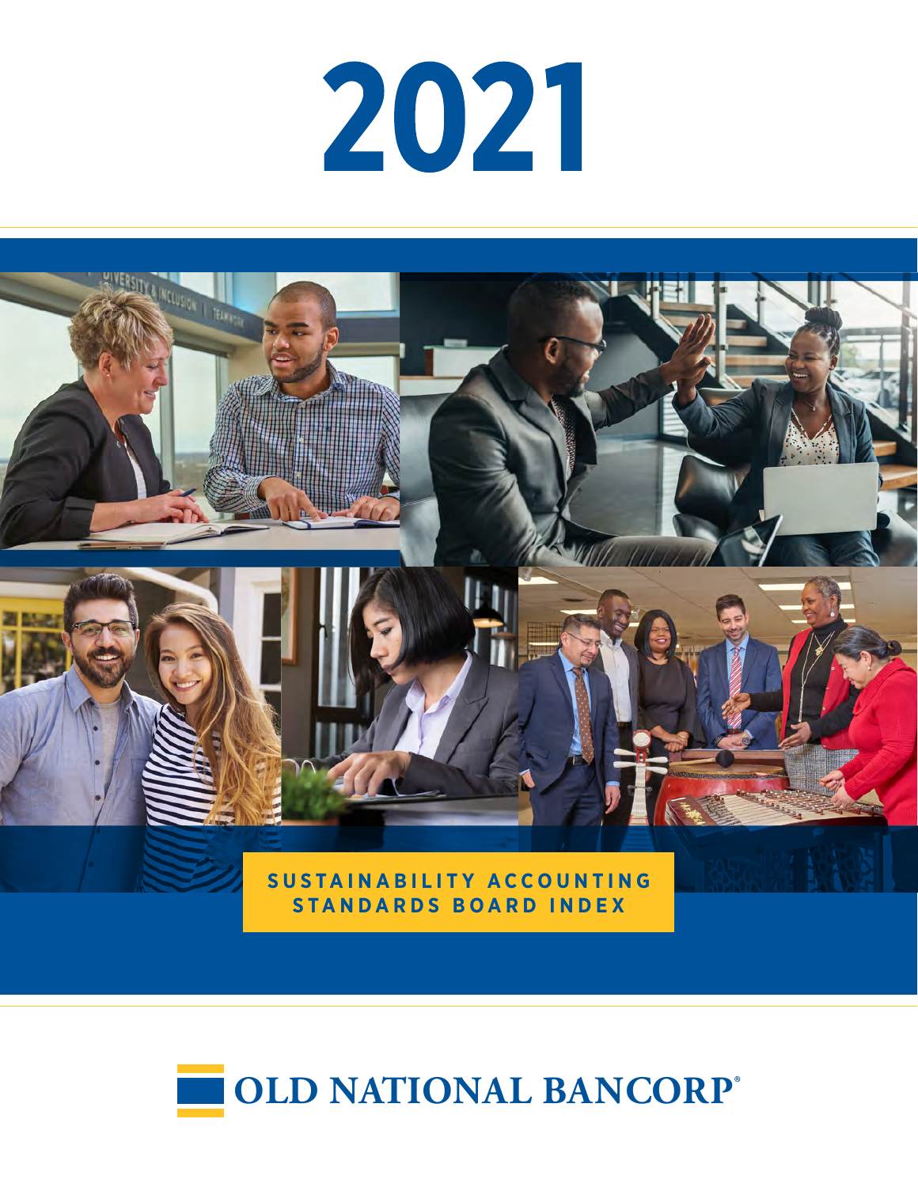# 2021

**SUSTAINABILITY ACCOUNTING STANDARDS BOARD INDEX**

**OLD NATIONAL BANCORP®**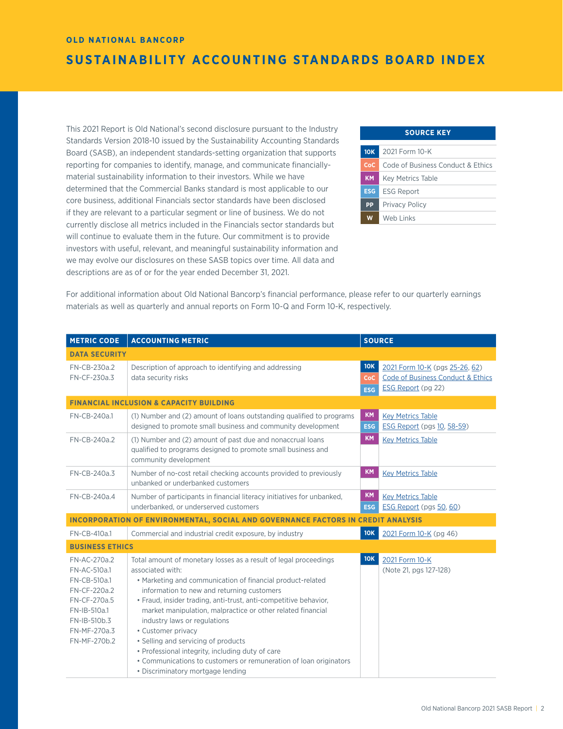OLD NATIONAL BANCORP

# SUSTAINABILITY ACCOUNTING STANDARDS BOARD INDEX

This 2021 Report is Old National's second disclosure pursuant to the Industry Standards Version 2018-10 issued by the Sustainability Accounting Standards Board (SASB), an independent standards-setting organization that supports reporting for companies to identify, manage, and communicate financially-material sustainability information to their investors. While we have determined that the Commercial Banks standard is most applicable to our core business, additional Financials sector standards have been disclosed if they are relevant to a particular segment or line of business. We do not currently disclose all metrics included in the Financials sector standards but will continue to evaluate them in the future. Our commitment is to provide investors with useful, relevant, and meaningful sustainability information and we may evolve our disclosures on these SASB topics over time. All data and descriptions are as of or for the year ended December 31, 2021.

| SOURCE KEY | |
|---|---|
| 10K | 2021 Form 10-K |
| CoC | Code of Business Conduct & Ethics |
| KM | Key Metrics Table |
| ESG | ESG Report |
| PP | Privacy Policy |
| W | Web Links |

For additional information about Old National Bancorp's financial performance, please refer to our quarterly earnings materials as well as quarterly and annual reports on Form 10-Q and Form 10-K, respectively.

| METRIC CODE | ACCOUNTING METRIC | SOURCE | |
|---|---|---|---|
| **DATA SECURITY** | | | |
| FN-CB-230a.2<br>FN-CF-230a.3 | Description of approach to identifying and addressing data security risks | 10K<br>CoC<br>ESG | 2021 Form 10-K (pgs 25-26, 62)<br>Code of Business Conduct & Ethics<br>ESG Report (pg 22) |
| **FINANCIAL INCLUSION & CAPACITY BUILDING** | | | |
| FN-CB-240a.1 | (1) Number and (2) amount of loans outstanding qualified to programs designed to promote small business and community development | KM<br>ESG | Key Metrics Table<br>ESG Report (pgs 10, 58-59) |
| FN-CB-240a.2 | (1) Number and (2) amount of past due and nonaccrual loans qualified to programs designed to promote small business and community development | KM | Key Metrics Table |
| FN-CB-240a.3 | Number of no-cost retail checking accounts provided to previously unbanked or underbanked customers | KM | Key Metrics Table |
| FN-CB-240a.4 | Number of participants in financial literacy initiatives for unbanked, underbanked, or underserved customers | KM<br>ESG | Key Metrics Table<br>ESG Report (pgs 50, 60) |
| **INCORPORATION OF ENVIRONMENTAL, SOCIAL AND GOVERNANCE FACTORS IN CREDIT ANALYSIS** | | | |
| FN-CB-410a.1 | Commercial and industrial credit exposure, by industry | 10K | 2021 Form 10-K (pg 46) |
| **BUSINESS ETHICS** | | | |
| FN-AC-270a.2<br>FN-AC-510a.1<br>FN-CB-510a.1<br>FN-CF-220a.2<br>FN-CF-270a.5<br>FN-IB-510a.1<br>FN-IB-510b.3<br>FN-MF-270a.3<br>FN-MF-270b.2 | Total amount of monetary losses as a result of legal proceedings associated with:<br>• Marketing and communication of financial product-related information to new and returning customers<br>• Fraud, insider trading, anti-trust, anti-competitive behavior, market manipulation, malpractice or other related financial industry laws or regulations<br>• Customer privacy<br>• Selling and servicing of products<br>• Professional integrity, including duty of care<br>• Communications to customers or remuneration of loan originators<br>• Discriminatory mortgage lending | 10K | 2021 Form 10-K (Note 21, pgs 127-128) |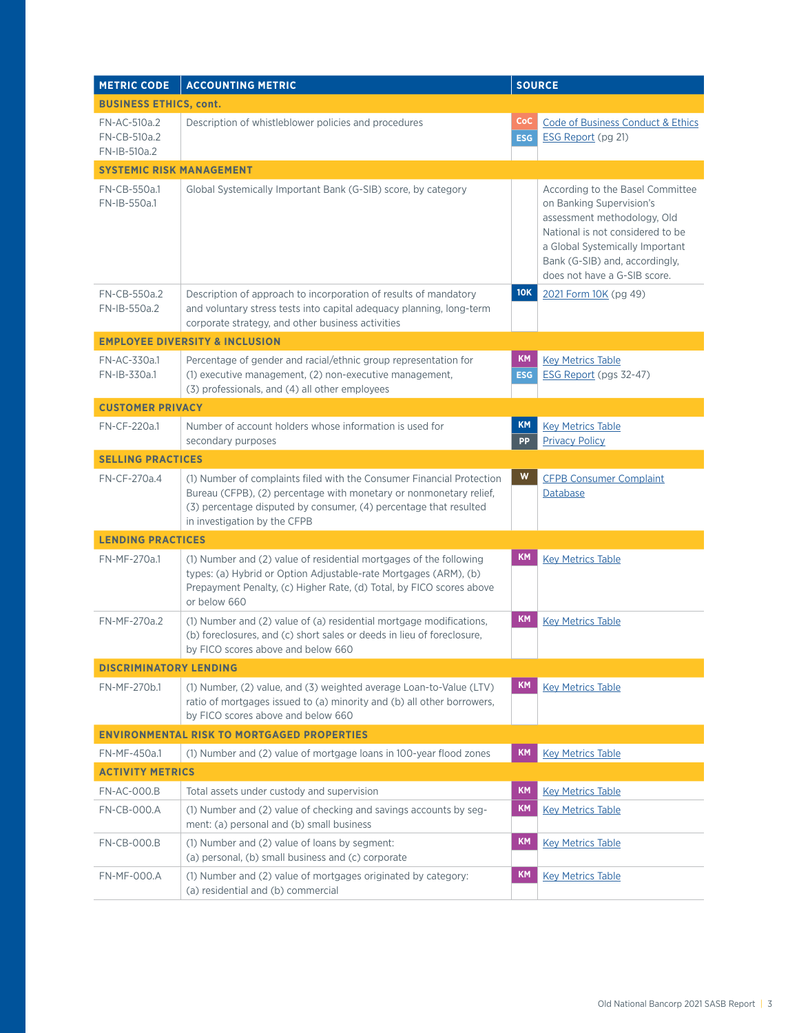| METRIC CODE | ACCOUNTING METRIC | SOURCE | |
|---|---|---|---|
| **BUSINESS ETHICS, cont.** | | | |
| FN-AC-510a.2<br>FN-CB-510a.2<br>FN-IB-510a.2 | Description of whistleblower policies and procedures | CoC<br>ESG | Code of Business Conduct & Ethics<br>ESG Report (pg 21) |
| **SYSTEMIC RISK MANAGEMENT** | | | |
| FN-CB-550a.1<br>FN-IB-550a.1 | Global Systemically Important Bank (G-SIB) score, by category | | According to the Basel Committee on Banking Supervision's assessment methodology, Old National is not considered to be a Global Systemically Important Bank (G-SIB) and, accordingly, does not have a G-SIB score. |
| FN-CB-550a.2<br>FN-IB-550a.2 | Description of approach to incorporation of results of mandatory and voluntary stress tests into capital adequacy planning, long-term corporate strategy, and other business activities | 10K | 2021 Form 10K (pg 49) |
| **EMPLOYEE DIVERSITY & INCLUSION** | | | |
| FN-AC-330a.1<br>FN-IB-330a.1 | Percentage of gender and racial/ethnic group representation for (1) executive management, (2) non-executive management, (3) professionals, and (4) all other employees | KM<br>ESG | Key Metrics Table<br>ESG Report (pgs 32-47) |
| **CUSTOMER PRIVACY** | | | |
| FN-CF-220a.1 | Number of account holders whose information is used for secondary purposes | KM<br>PP | Key Metrics Table<br>Privacy Policy |
| **SELLING PRACTICES** | | | |
| FN-CF-270a.4 | (1) Number of complaints filed with the Consumer Financial Protection Bureau (CFPB), (2) percentage with monetary or nonmonetary relief, (3) percentage disputed by consumer, (4) percentage that resulted in investigation by the CFPB | W | CFPB Consumer Complaint Database |
| **LENDING PRACTICES** | | | |
| FN-MF-270a.1 | (1) Number and (2) value of residential mortgages of the following types: (a) Hybrid or Option Adjustable-rate Mortgages (ARM), (b) Prepayment Penalty, (c) Higher Rate, (d) Total, by FICO scores above or below 660 | KM | Key Metrics Table |
| FN-MF-270a.2 | (1) Number and (2) value of (a) residential mortgage modifications, (b) foreclosures, and (c) short sales or deeds in lieu of foreclosure, by FICO scores above and below 660 | KM | Key Metrics Table |
| **DISCRIMINATORY LENDING** | | | |
| FN-MF-270b.1 | (1) Number, (2) value, and (3) weighted average Loan-to-Value (LTV) ratio of mortgages issued to (a) minority and (b) all other borrowers, by FICO scores above and below 660 | KM | Key Metrics Table |
| **ENVIRONMENTAL RISK TO MORTGAGED PROPERTIES** | | | |
| FN-MF-450a.1 | (1) Number and (2) value of mortgage loans in 100-year flood zones | KM | Key Metrics Table |
| **ACTIVITY METRICS** | | | |
| FN-AC-000.B | Total assets under custody and supervision | KM | Key Metrics Table |
| FN-CB-000.A | (1) Number and (2) value of checking and savings accounts by segment: (a) personal and (b) small business | KM | Key Metrics Table |
| FN-CB-000.B | (1) Number and (2) value of loans by segment: (a) personal, (b) small business and (c) corporate | KM | Key Metrics Table |
| FN-MF-000.A | (1) Number and (2) value of mortgages originated by category: (a) residential and (b) commercial | KM | Key Metrics Table |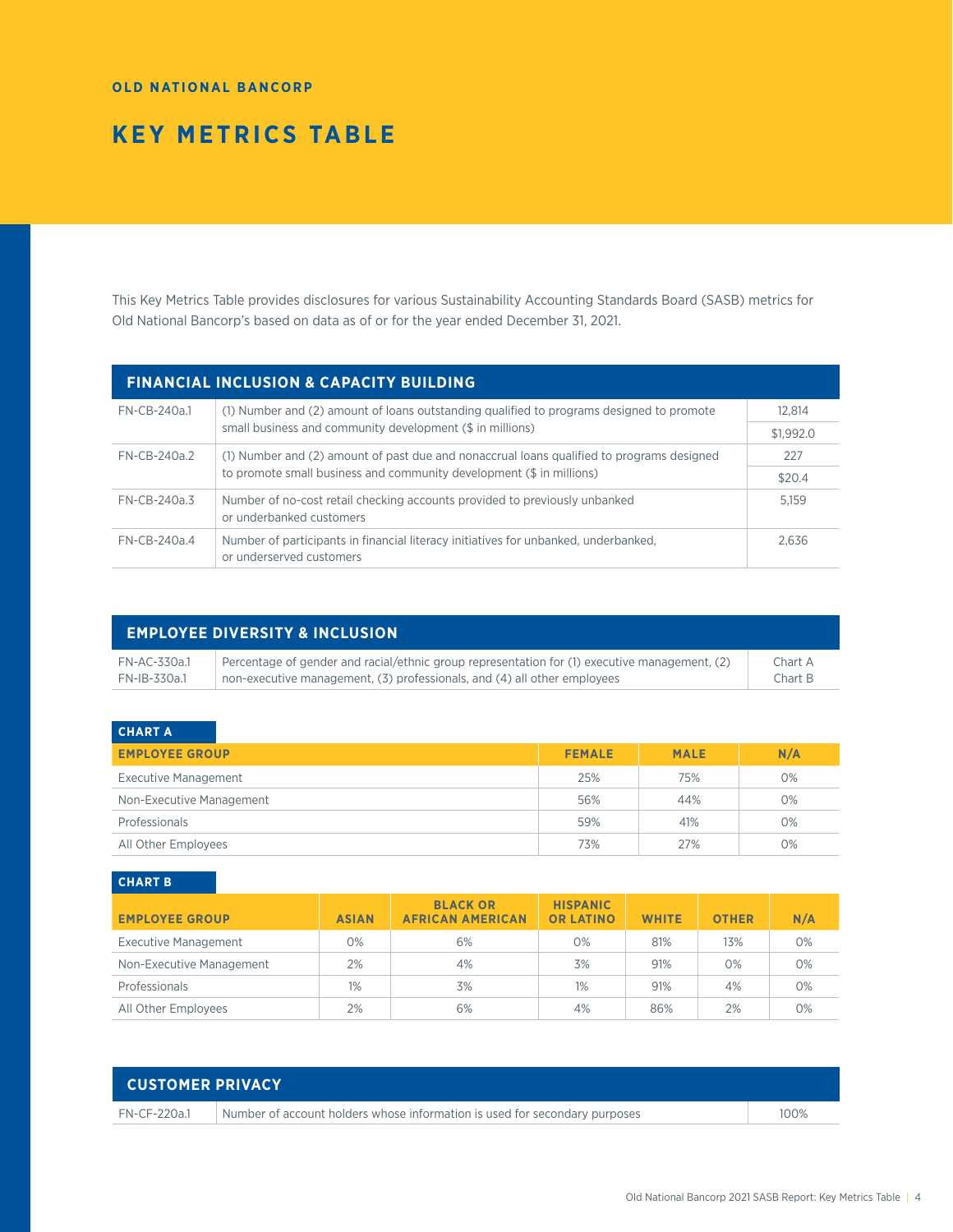**OLD NATIONAL BANCORP**

# KEY METRICS TABLE

This Key Metrics Table provides disclosures for various Sustainability Accounting Standards Board (SASB) metrics for Old National Bancorp's based on data as of or for the year ended December 31, 2021.

## FINANCIAL INCLUSION & CAPACITY BUILDING

| Code | Metric | Value |
|---|---|---|
| FN-CB-240a.1 | (1) Number and (2) amount of loans outstanding qualified to programs designed to promote small business and community development ($ in millions) | 12,814 |
| | | $1,992.0 |
| FN-CB-240a.2 | (1) Number and (2) amount of past due and nonaccrual loans qualified to programs designed to promote small business and community development ($ in millions) | 227 |
| | | $20.4 |
| FN-CB-240a.3 | Number of no-cost retail checking accounts provided to previously unbanked or underbanked customers | 5,159 |
| FN-CB-240a.4 | Number of participants in financial literacy initiatives for unbanked, underbanked, or underserved customers | 2,636 |

## EMPLOYEE DIVERSITY & INCLUSION

| Code | Metric | Value |
|---|---|---|
| FN-AC-330a.1<br>FN-IB-330a.1 | Percentage of gender and racial/ethnic group representation for (1) executive management, (2) non-executive management, (3) professionals, and (4) all other employees | Chart A<br>Chart B |

**CHART A**

| EMPLOYEE GROUP | FEMALE | MALE | N/A |
|---|---|---|---|
| Executive Management | 25% | 75% | 0% |
| Non-Executive Management | 56% | 44% | 0% |
| Professionals | 59% | 41% | 0% |
| All Other Employees | 73% | 27% | 0% |

**CHART B**

| EMPLOYEE GROUP | ASIAN | BLACK OR AFRICAN AMERICAN | HISPANIC OR LATINO | WHITE | OTHER | N/A |
|---|---|---|---|---|---|---|
| Executive Management | 0% | 6% | 0% | 81% | 13% | 0% |
| Non-Executive Management | 2% | 4% | 3% | 91% | 0% | 0% |
| Professionals | 1% | 3% | 1% | 91% | 4% | 0% |
| All Other Employees | 2% | 6% | 4% | 86% | 2% | 0% |

## CUSTOMER PRIVACY

| Code | Metric | Value |
|---|---|---|
| FN-CF-220a.1 | Number of account holders whose information is used for secondary purposes | 100% |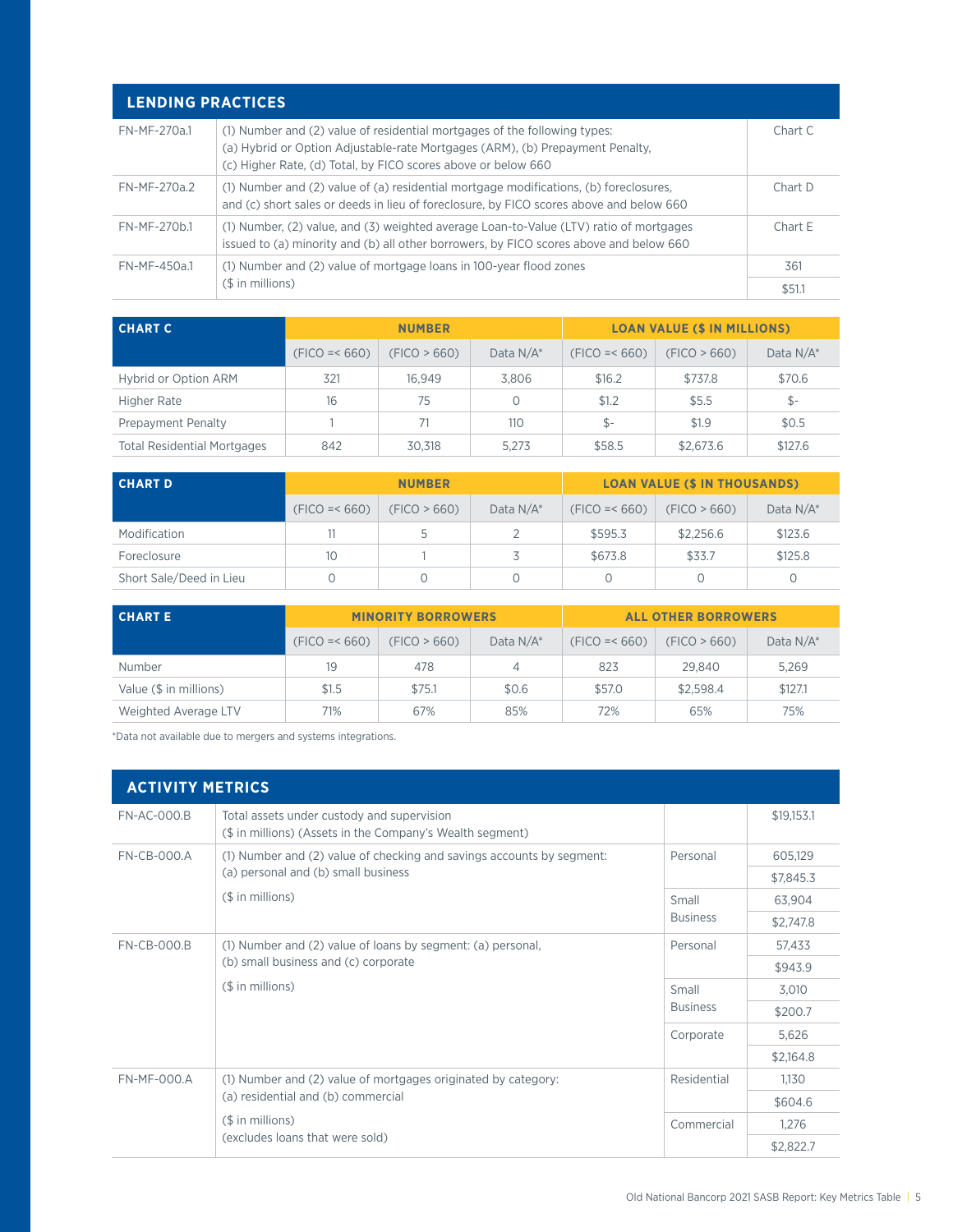## LENDING PRACTICES

| | | |
|---|---|---|
| FN-MF-270a.1 | (1) Number and (2) value of residential mortgages of the following types: (a) Hybrid or Option Adjustable-rate Mortgages (ARM), (b) Prepayment Penalty, (c) Higher Rate, (d) Total, by FICO scores above or below 660 | Chart C |
| FN-MF-270a.2 | (1) Number and (2) value of (a) residential mortgage modifications, (b) foreclosures, and (c) short sales or deeds in lieu of foreclosure, by FICO scores above and below 660 | Chart D |
| FN-MF-270b.1 | (1) Number, (2) value, and (3) weighted average Loan-to-Value (LTV) ratio of mortgages issued to (a) minority and (b) all other borrowers, by FICO scores above and below 660 | Chart E |
| FN-MF-450a.1 | (1) Number and (2) value of mortgage loans in 100-year flood zones ($ in millions) | 361 |
| | | $51.1 |

| CHART C | NUMBER | | | LOAN VALUE ($ IN MILLIONS) | | |
|---|---|---|---|---|---|---|
| | (FICO =< 660) | (FICO > 660) | Data N/A* | (FICO =< 660) | (FICO > 660) | Data N/A* |
| Hybrid or Option ARM | 321 | 16,949 | 3,806 | $16.2 | $737.8 | $70.6 |
| Higher Rate | 16 | 75 | 0 | $1.2 | $5.5 | $- |
| Prepayment Penalty | 1 | 71 | 110 | $- | $1.9 | $0.5 |
| Total Residential Mortgages | 842 | 30,318 | 5,273 | $58.5 | $2,673.6 | $127.6 |

| CHART D | NUMBER | | | LOAN VALUE ($ IN THOUSANDS) | | |
|---|---|---|---|---|---|---|
| | (FICO =< 660) | (FICO > 660) | Data N/A* | (FICO =< 660) | (FICO > 660) | Data N/A* |
| Modification | 11 | 5 | 2 | $595.3 | $2,256.6 | $123.6 |
| Foreclosure | 10 | 1 | 3 | $673.8 | $33.7 | $125.8 |
| Short Sale/Deed in Lieu | 0 | 0 | 0 | 0 | 0 | 0 |

| CHART E | MINORITY BORROWERS | | | ALL OTHER BORROWERS | | |
|---|---|---|---|---|---|---|
| | (FICO =< 660) | (FICO > 660) | Data N/A* | (FICO =< 660) | (FICO > 660) | Data N/A* |
| Number | 19 | 478 | 4 | 823 | 29,840 | 5,269 |
| Value ($ in millions) | $1.5 | $75.1 | $0.6 | $57.0 | $2,598.4 | $127.1 |
| Weighted Average LTV | 71% | 67% | 85% | 72% | 65% | 75% |

*Data not available due to mergers and systems integrations.

## ACTIVITY METRICS

| | | | |
|---|---|---|---|
| FN-AC-000.B | Total assets under custody and supervision ($ in millions) (Assets in the Company's Wealth segment) | | $19,153.1 |
| FN-CB-000.A | (1) Number and (2) value of checking and savings accounts by segment: (a) personal and (b) small business ($ in millions) | Personal | 605,129 |
| | | | $7,845.3 |
| | | Small Business | 63,904 |
| | | | $2,747.8 |
| FN-CB-000.B | (1) Number and (2) value of loans by segment: (a) personal, (b) small business and (c) corporate ($ in millions) | Personal | 57,433 |
| | | | $943.9 |
| | | Small Business | 3,010 |
| | | | $200.7 |
| | | Corporate | 5,626 |
| | | | $2,164.8 |
| FN-MF-000.A | (1) Number and (2) value of mortgages originated by category: (a) residential and (b) commercial ($ in millions) (excludes loans that were sold) | Residential | 1,130 |
| | | | $604.6 |
| | | Commercial | 1,276 |
| | | | $2,822.7 |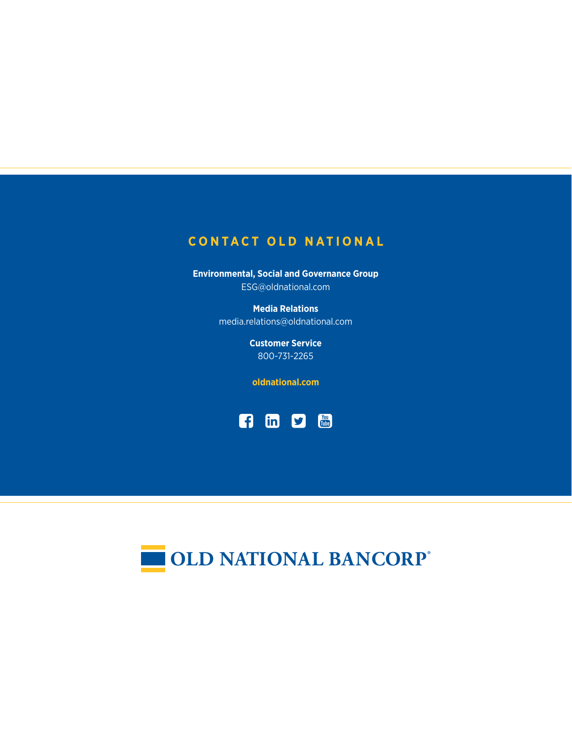# CONTACT OLD NATIONAL

**Environmental, Social and Governance Group**
ESG@oldnational.com

**Media Relations**
media.relations@oldnational.com

**Customer Service**
800-731-2265

**oldnational.com**

OLD NATIONAL BANCORP®